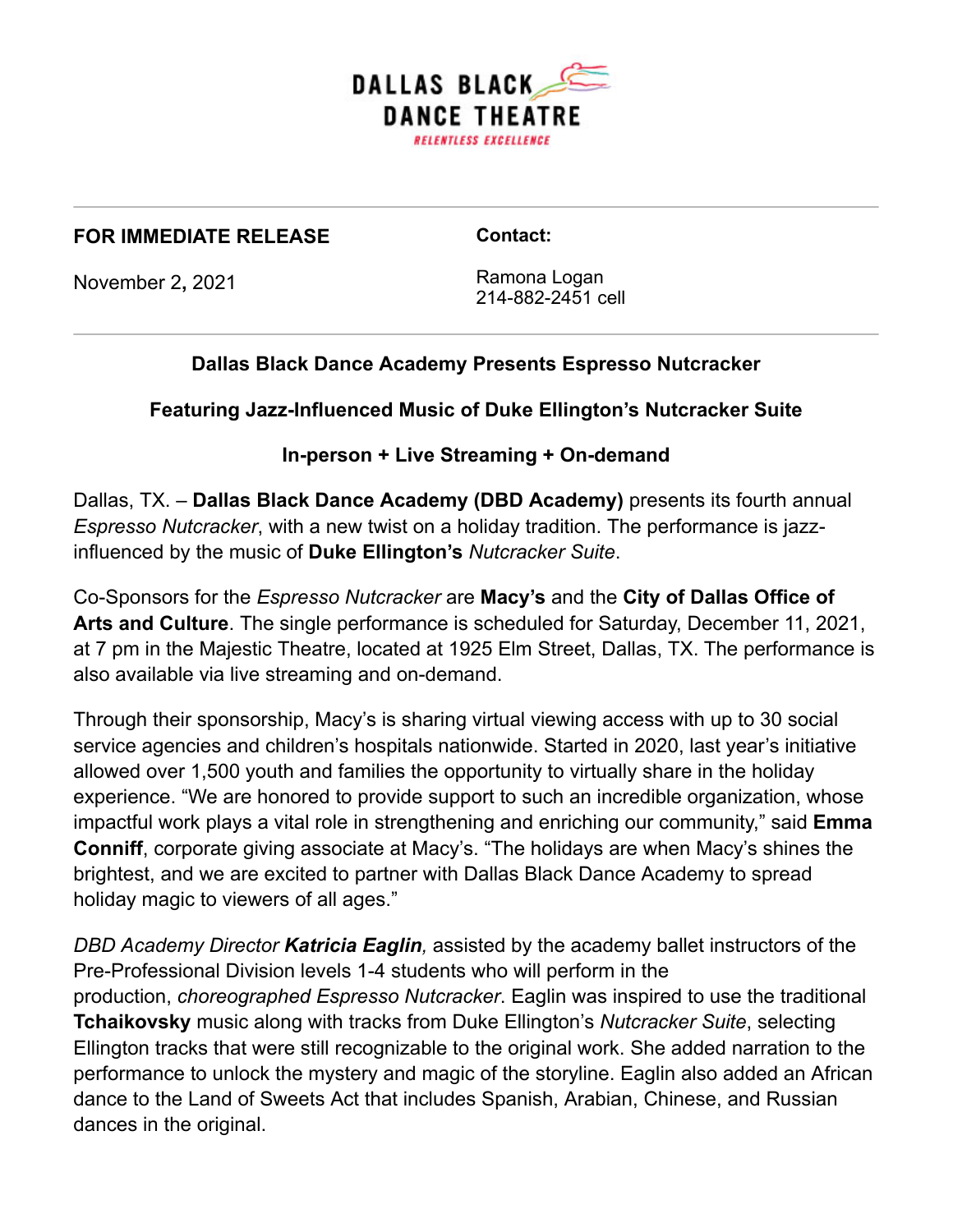DALLAS BLACK DANCE THEATRE

RELENTLESS EXCELLENCE

**FOR IMMEDIATE RELEASE**

November 2, 2021

**Contact:**

Ramona Logan
214-882-2451 cell

**Dallas Black Dance Academy Presents Espresso Nutcracker**

**Featuring Jazz-Influenced Music of Duke Ellington's Nutcracker Suite**

**In-person + Live Streaming + On-demand**

Dallas, TX. – **Dallas Black Dance Academy (DBD Academy)** presents its fourth annual *Espresso Nutcracker*, with a new twist on a holiday tradition. The performance is jazz-influenced by the music of **Duke Ellington's** *Nutcracker Suite*.

Co-Sponsors for the *Espresso Nutcracker* are **Macy's** and the **City of Dallas Office of Arts and Culture**. The single performance is scheduled for Saturday, December 11, 2021, at 7 pm in the Majestic Theatre, located at 1925 Elm Street, Dallas, TX. The performance is also available via live streaming and on-demand.

Through their sponsorship, Macy's is sharing virtual viewing access with up to 30 social service agencies and children's hospitals nationwide. Started in 2020, last year's initiative allowed over 1,500 youth and families the opportunity to virtually share in the holiday experience. "We are honored to provide support to such an incredible organization, whose impactful work plays a vital role in strengthening and enriching our community," said **Emma Conniff**, corporate giving associate at Macy's. "The holidays are when Macy's shines the brightest, and we are excited to partner with Dallas Black Dance Academy to spread holiday magic to viewers of all ages."

*DBD Academy Director* ***Katricia Eaglin****,* assisted by the academy ballet instructors of the Pre-Professional Division levels 1-4 students who will perform in the production, *choreographed Espresso Nutcracker*. Eaglin was inspired to use the traditional **Tchaikovsky** music along with tracks from Duke Ellington's *Nutcracker Suite*, selecting Ellington tracks that were still recognizable to the original work. She added narration to the performance to unlock the mystery and magic of the storyline. Eaglin also added an African dance to the Land of Sweets Act that includes Spanish, Arabian, Chinese, and Russian dances in the original.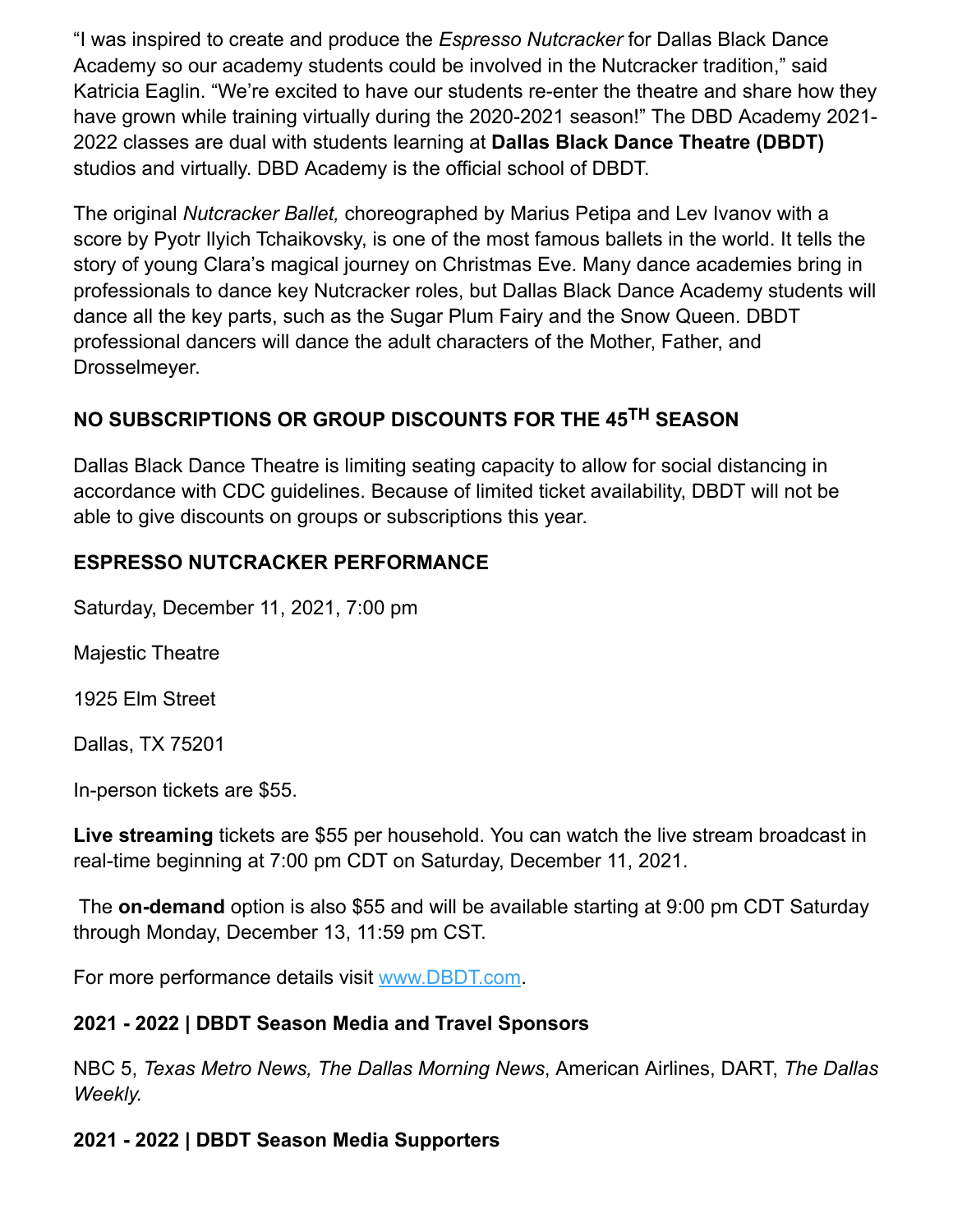"I was inspired to create and produce the *Espresso Nutcracker* for Dallas Black Dance Academy so our academy students could be involved in the Nutcracker tradition," said Katricia Eaglin. "We're excited to have our students re-enter the theatre and share how they have grown while training virtually during the 2020-2021 season!" The DBD Academy 2021-2022 classes are dual with students learning at **Dallas Black Dance Theatre (DBDT)** studios and virtually. DBD Academy is the official school of DBDT.

The original *Nutcracker Ballet,* choreographed by Marius Petipa and Lev Ivanov with a score by Pyotr Ilyich Tchaikovsky, is one of the most famous ballets in the world. It tells the story of young Clara's magical journey on Christmas Eve. Many dance academies bring in professionals to dance key Nutcracker roles, but Dallas Black Dance Academy students will dance all the key parts, such as the Sugar Plum Fairy and the Snow Queen. DBDT professional dancers will dance the adult characters of the Mother, Father, and Drosselmeyer.

## NO SUBSCRIPTIONS OR GROUP DISCOUNTS FOR THE 45TH SEASON

Dallas Black Dance Theatre is limiting seating capacity to allow for social distancing in accordance with CDC guidelines. Because of limited ticket availability, DBDT will not be able to give discounts on groups or subscriptions this year.

## ESPRESSO NUTCRACKER PERFORMANCE

Saturday, December 11, 2021, 7:00 pm

Majestic Theatre

1925 Elm Street

Dallas, TX 75201

In-person tickets are $55.

**Live streaming** tickets are $55 per household. You can watch the live stream broadcast in real-time beginning at 7:00 pm CDT on Saturday, December 11, 2021.

The **on-demand** option is also $55 and will be available starting at 9:00 pm CDT Saturday through Monday, December 13, 11:59 pm CST.

For more performance details visit www.DBDT.com.

## 2021 - 2022 | DBDT Season Media and Travel Sponsors

NBC 5, *Texas Metro News, The Dallas Morning News*, American Airlines, DART, *The Dallas Weekly.*

## 2021 - 2022 | DBDT Season Media Supporters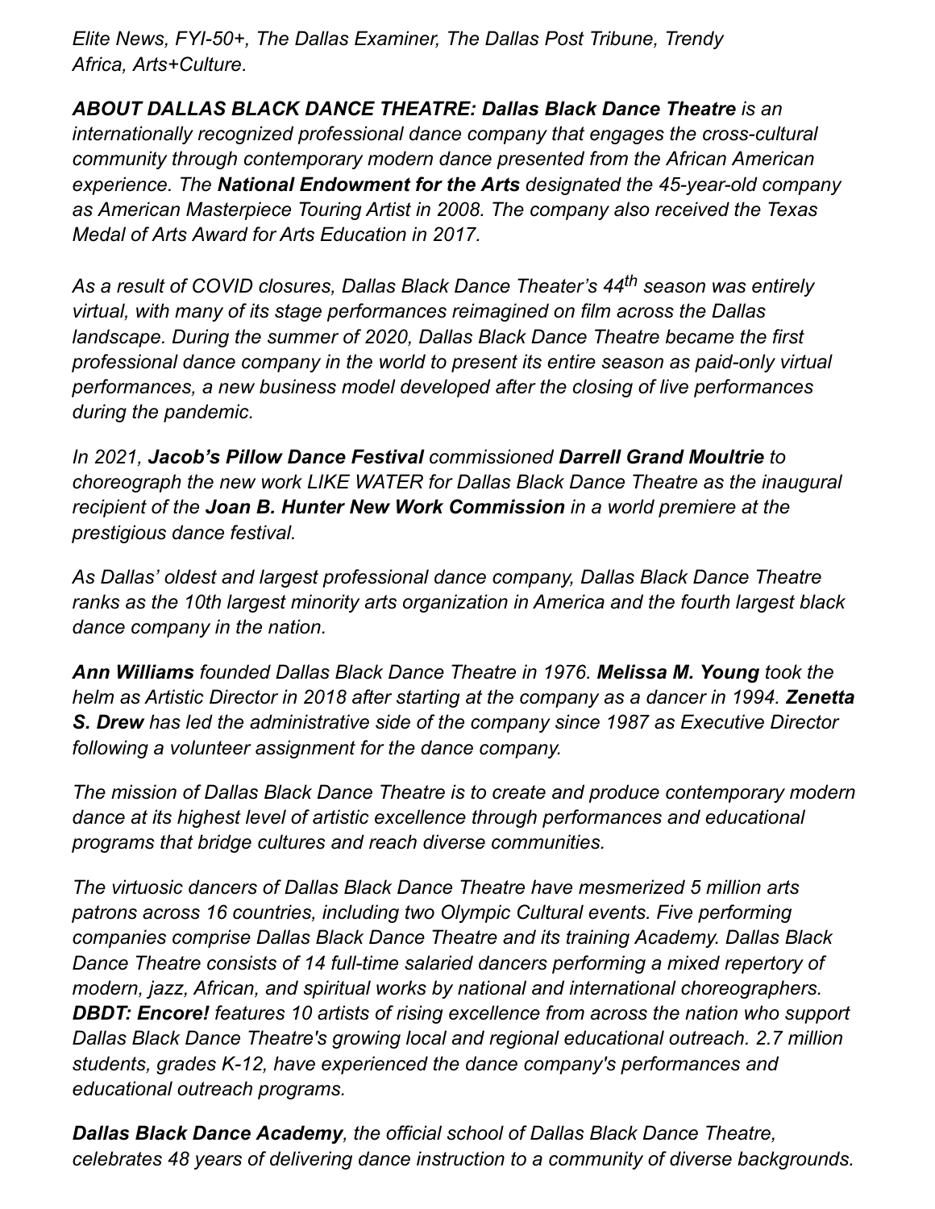*Elite News, FYI-50+, The Dallas Examiner, The Dallas Post Tribune, Trendy Africa, Arts+Culture*.

***ABOUT DALLAS BLACK DANCE THEATRE: Dallas Black Dance Theatre*** *is an internationally recognized professional dance company that engages the cross-cultural community through contemporary modern dance presented from the African American experience. The* ***National Endowment for the Arts*** *designated the 45-year-old company as American Masterpiece Touring Artist in 2008. The company also received the Texas Medal of Arts Award for Arts Education in 2017.*

*As a result of COVID closures, Dallas Black Dance Theater's 44th season was entirely virtual, with many of its stage performances reimagined on film across the Dallas landscape. During the summer of 2020, Dallas Black Dance Theatre became the first professional dance company in the world to present its entire season as paid-only virtual performances, a new business model developed after the closing of live performances during the pandemic.*

*In 2021,* ***Jacob's Pillow Dance Festival*** *commissioned* ***Darrell Grand Moultrie*** *to choreograph the new work LIKE WATER for Dallas Black Dance Theatre as the inaugural recipient of the* ***Joan B. Hunter New Work Commission*** *in a world premiere at the prestigious dance festival.*

*As Dallas' oldest and largest professional dance company, Dallas Black Dance Theatre ranks as the 10th largest minority arts organization in America and the fourth largest black dance company in the nation.*

***Ann Williams*** *founded Dallas Black Dance Theatre in 1976.* ***Melissa M. Young*** *took the helm as Artistic Director in 2018 after starting at the company as a dancer in 1994.* ***Zenetta S. Drew*** *has led the administrative side of the company since 1987 as Executive Director following a volunteer assignment for the dance company.*

*The mission of Dallas Black Dance Theatre is to create and produce contemporary modern dance at its highest level of artistic excellence through performances and educational programs that bridge cultures and reach diverse communities.*

*The virtuosic dancers of Dallas Black Dance Theatre have mesmerized 5 million arts patrons across 16 countries, including two Olympic Cultural events. Five performing companies comprise Dallas Black Dance Theatre and its training Academy. Dallas Black Dance Theatre consists of 14 full-time salaried dancers performing a mixed repertory of modern, jazz, African, and spiritual works by national and international choreographers.* ***DBDT: Encore!*** *features 10 artists of rising excellence from across the nation who support Dallas Black Dance Theatre's growing local and regional educational outreach. 2.7 million students, grades K-12, have experienced the dance company's performances and educational outreach programs.*

***Dallas Black Dance Academy****, the official school of Dallas Black Dance Theatre, celebrates 48 years of delivering dance instruction to a community of diverse backgrounds.*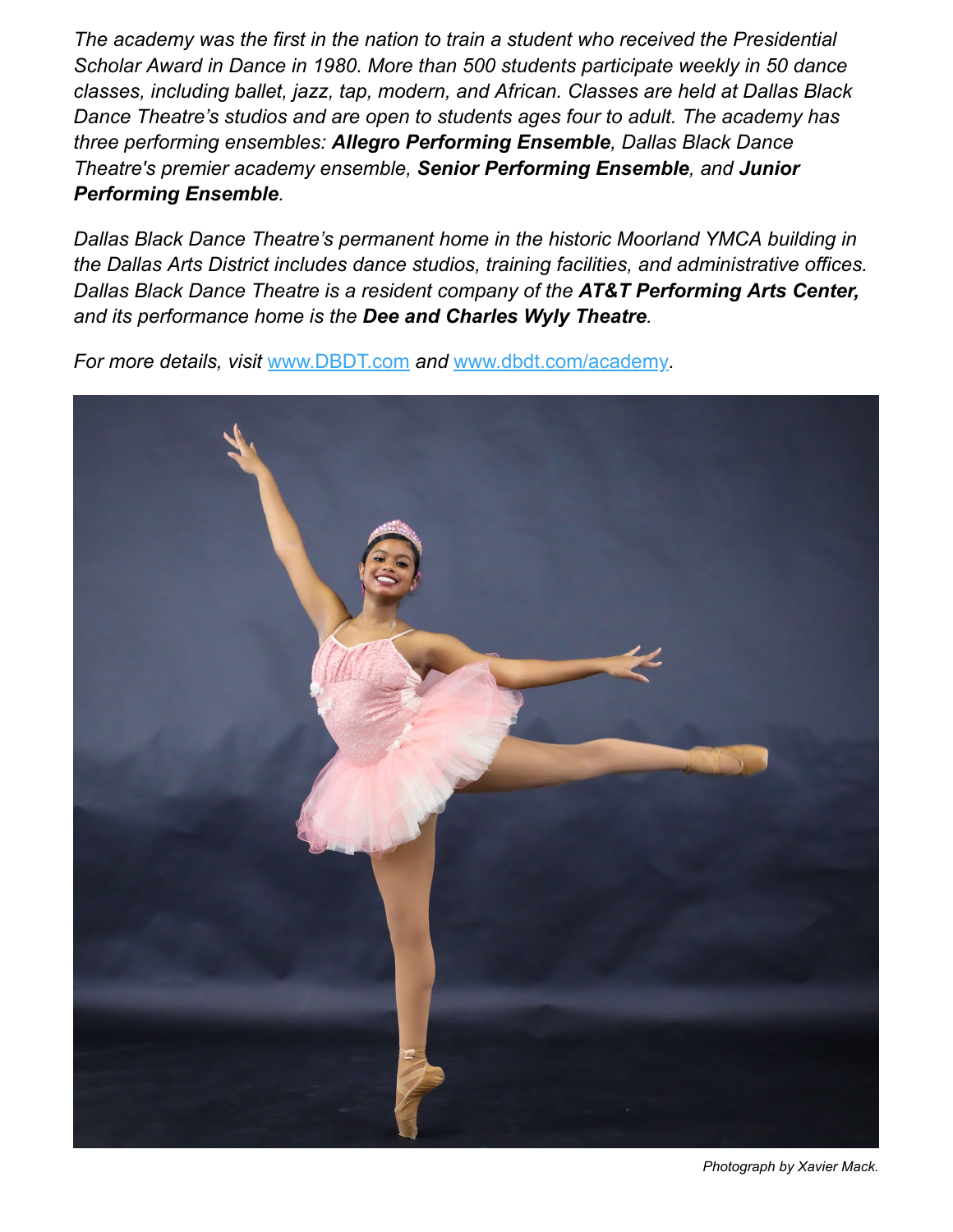*The academy was the first in the nation to train a student who received the Presidential Scholar Award in Dance in 1980. More than 500 students participate weekly in 50 dance classes, including ballet, jazz, tap, modern, and African. Classes are held at Dallas Black Dance Theatre's studios and are open to students ages four to adult. The academy has three performing ensembles: **Allegro Performing Ensemble**, Dallas Black Dance Theatre's premier academy ensemble, **Senior Performing Ensemble**, and **Junior Performing Ensemble**.*

*Dallas Black Dance Theatre's permanent home in the historic Moorland YMCA building in the Dallas Arts District includes dance studios, training facilities, and administrative offices. Dallas Black Dance Theatre is a resident company of the **AT&T Performing Arts Center,** and its performance home is the **Dee and Charles Wyly Theatre**.*

*For more details, visit* [www.DBDT.com](http://www.DBDT.com) *and* [www.dbdt.com/academy](http://www.dbdt.com/academy).

*Photograph by Xavier Mack.*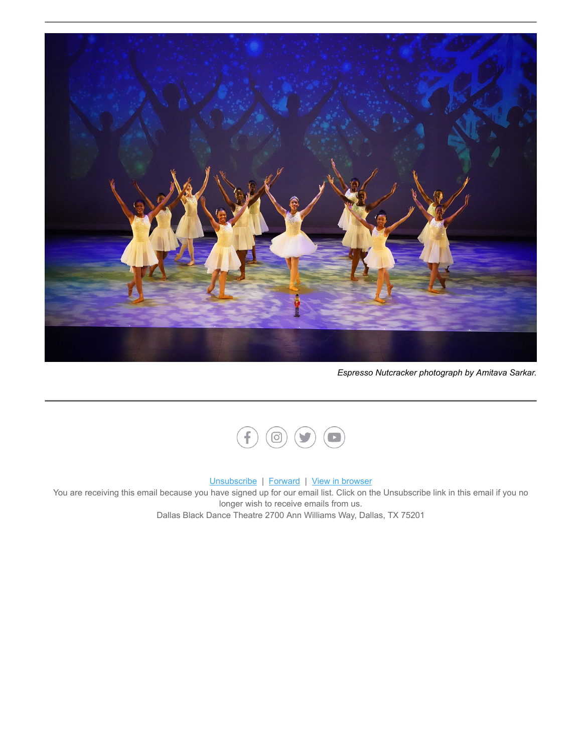*Espresso Nutcracker photograph by Amitava Sarkar.*

Unsubscribe | Forward | View in browser

You are receiving this email because you have signed up for our email list. Click on the Unsubscribe link in this email if you no longer wish to receive emails from us.

Dallas Black Dance Theatre 2700 Ann Williams Way, Dallas, TX 75201